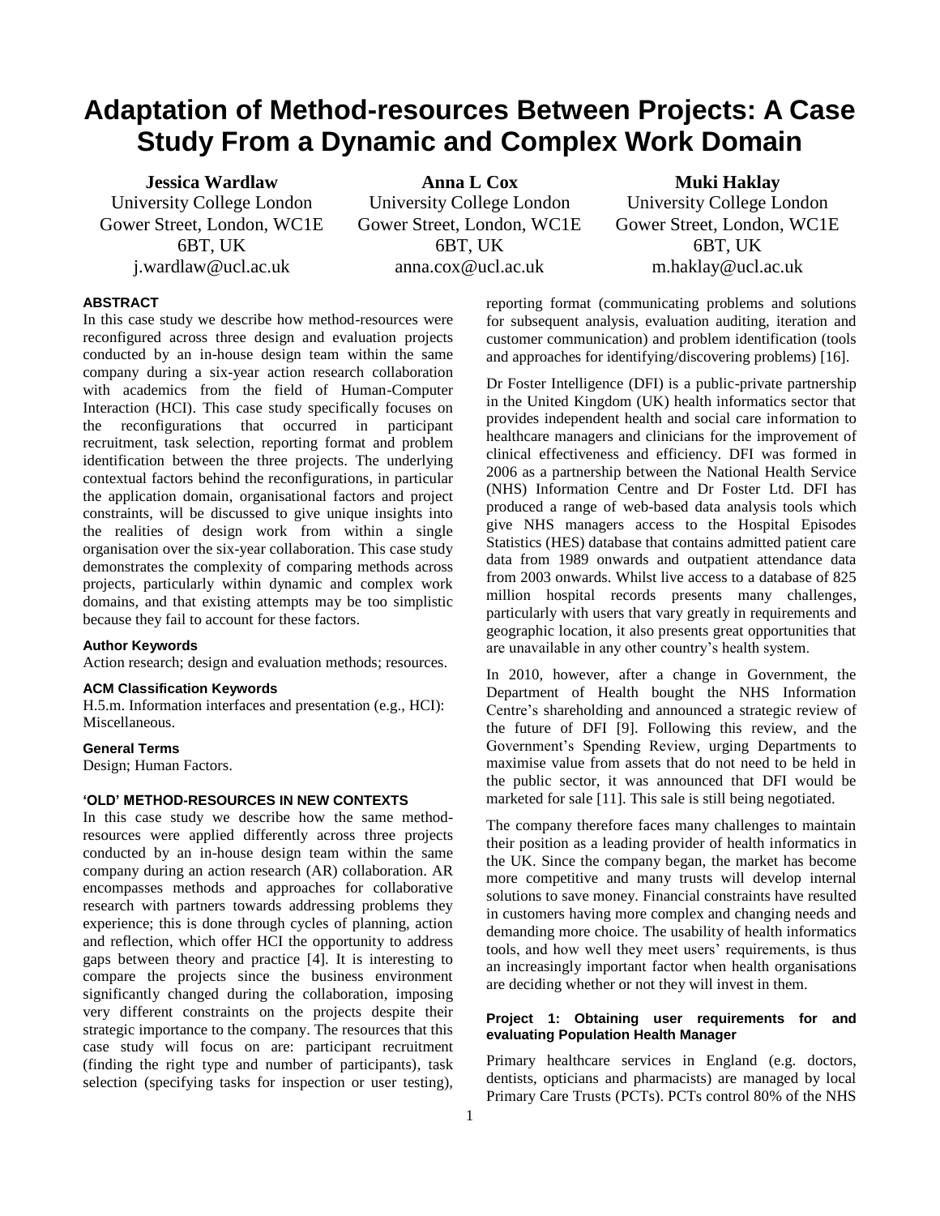# Adaptation of Method-resources Between Projects: A Case Study From a Dynamic and Complex Work Domain

**Jessica Wardlaw**
University College London
Gower Street, London, WC1E 6BT, UK
j.wardlaw@ucl.ac.uk

**Anna L Cox**
University College London
Gower Street, London, WC1E 6BT, UK
anna.cox@ucl.ac.uk

**Muki Haklay**
University College London
Gower Street, London, WC1E 6BT, UK
m.haklay@ucl.ac.uk

### ABSTRACT

In this case study we describe how method-resources were reconfigured across three design and evaluation projects conducted by an in-house design team within the same company during a six-year action research collaboration with academics from the field of Human-Computer Interaction (HCI). This case study specifically focuses on the reconfigurations that occurred in participant recruitment, task selection, reporting format and problem identification between the three projects. The underlying contextual factors behind the reconfigurations, in particular the application domain, organisational factors and project constraints, will be discussed to give unique insights into the realities of design work from within a single organisation over the six-year collaboration. This case study demonstrates the complexity of comparing methods across projects, particularly within dynamic and complex work domains, and that existing attempts may be too simplistic because they fail to account for these factors.

### Author Keywords

Action research; design and evaluation methods; resources.

### ACM Classification Keywords

H.5.m. Information interfaces and presentation (e.g., HCI): Miscellaneous.

### General Terms

Design; Human Factors.

### 'OLD' METHOD-RESOURCES IN NEW CONTEXTS

In this case study we describe how the same method-resources were applied differently across three projects conducted by an in-house design team within the same company during an action research (AR) collaboration. AR encompasses methods and approaches for collaborative research with partners towards addressing problems they experience; this is done through cycles of planning, action and reflection, which offer HCI the opportunity to address gaps between theory and practice [4]. It is interesting to compare the projects since the business environment significantly changed during the collaboration, imposing very different constraints on the projects despite their strategic importance to the company. The resources that this case study will focus on are: participant recruitment (finding the right type and number of participants), task selection (specifying tasks for inspection or user testing), reporting format (communicating problems and solutions for subsequent analysis, evaluation auditing, iteration and customer communication) and problem identification (tools and approaches for identifying/discovering problems) [16].

Dr Foster Intelligence (DFI) is a public-private partnership in the United Kingdom (UK) health informatics sector that provides independent health and social care information to healthcare managers and clinicians for the improvement of clinical effectiveness and efficiency. DFI was formed in 2006 as a partnership between the National Health Service (NHS) Information Centre and Dr Foster Ltd. DFI has produced a range of web-based data analysis tools which give NHS managers access to the Hospital Episodes Statistics (HES) database that contains admitted patient care data from 1989 onwards and outpatient attendance data from 2003 onwards. Whilst live access to a database of 825 million hospital records presents many challenges, particularly with users that vary greatly in requirements and geographic location, it also presents great opportunities that are unavailable in any other country's health system.

In 2010, however, after a change in Government, the Department of Health bought the NHS Information Centre's shareholding and announced a strategic review of the future of DFI [9]. Following this review, and the Government's Spending Review, urging Departments to maximise value from assets that do not need to be held in the public sector, it was announced that DFI would be marketed for sale [11]. This sale is still being negotiated.

The company therefore faces many challenges to maintain their position as a leading provider of health informatics in the UK. Since the company began, the market has become more competitive and many trusts will develop internal solutions to save money. Financial constraints have resulted in customers having more complex and changing needs and demanding more choice. The usability of health informatics tools, and how well they meet users' requirements, is thus an increasingly important factor when health organisations are deciding whether or not they will invest in them.

#### Project 1: Obtaining user requirements for and evaluating Population Health Manager

Primary healthcare services in England (e.g. doctors, dentists, opticians and pharmacists) are managed by local Primary Care Trusts (PCTs). PCTs control 80% of the NHS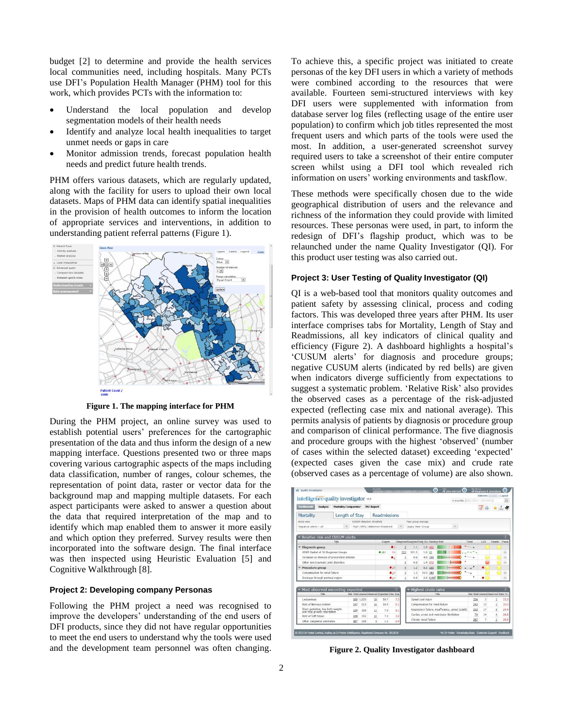budget [2] to determine and provide the health services local communities need, including hospitals. Many PCTs use DFI's Population Health Manager (PHM) tool for this work, which provides PCTs with the information to:

- Understand the local population and develop segmentation models of their health needs
- Identify and analyze local health inequalities to target unmet needs or gaps in care
- Monitor admission trends, forecast population health needs and predict future health trends.

PHM offers various datasets, which are regularly updated, along with the facility for users to upload their own local datasets. Maps of PHM data can identify spatial inequalities in the provision of health outcomes to inform the location of appropriate services and interventions, in addition to understanding patient referral patterns (Figure 1).

**Figure 1. The mapping interface for PHM**

During the PHM project, an online survey was used to establish potential users' preferences for the cartographic presentation of the data and thus inform the design of a new mapping interface. Questions presented two or three maps covering various cartographic aspects of the maps including data classification, number of ranges, colour schemes, the representation of point data, raster or vector data for the background map and mapping multiple datasets. For each aspect participants were asked to answer a question about the data that required interpretation of the map and to identify which map enabled them to answer it more easily and which option they preferred. Survey results were then incorporated into the software design. The final interface was then inspected using Heuristic Evaluation [5] and Cognitive Walkthrough [8].

### Project 2: Developing company Personas

Following the PHM project a need was recognised to improve the developers' understanding of the end users of DFI products, since they did not have regular opportunities to meet the end users to understand why the tools were used and the development team personnel was often changing. To achieve this, a specific project was initiated to create personas of the key DFI users in which a variety of methods were combined according to the resources that were available. Fourteen semi-structured interviews with key DFI users were supplemented with information from database server log files (reflecting usage of the entire user population) to confirm which job titles represented the most frequent users and which parts of the tools were used the most. In addition, a user-generated screenshot survey required users to take a screenshot of their entire computer screen whilst using a DFI tool which revealed rich information on users' working environments and taskflow.

These methods were specifically chosen due to the wide geographical distribution of users and the relevance and richness of the information they could provide with limited resources. These personas were used, in part, to inform the redesign of DFI's flagship product, which was to be relaunched under the name Quality Investigator (QI). For this product user testing was also carried out.

### Project 3: User Testing of Quality Investigator (QI)

QI is a web-based tool that monitors quality outcomes and patient safety by assessing clinical, process and coding factors. This was developed three years after PHM. Its user interface comprises tabs for Mortality, Length of Stay and Readmissions, all key indicators of clinical quality and efficiency (Figure 2). A dashboard highlights a hospital's 'CUSUM alerts' for diagnosis and procedure groups; negative CUSUM alerts (indicated by red bells) are given when indicators diverge sufficiently from expectations to suggest a systematic problem. 'Relative Risk' also provides the observed cases as a percentage of the risk-adjusted expected (reflecting case mix and national average). This permits analysis of patients by diagnosis or procedure group and comparison of clinical performance. The five diagnosis and procedure groups with the highest 'observed' (number of cases within the selected dataset) exceeding 'expected' (expected cases given the case mix) and crude rate (observed cases as a percentage of volume) are also shown.

**Figure 2. Quality Investigator dashboard**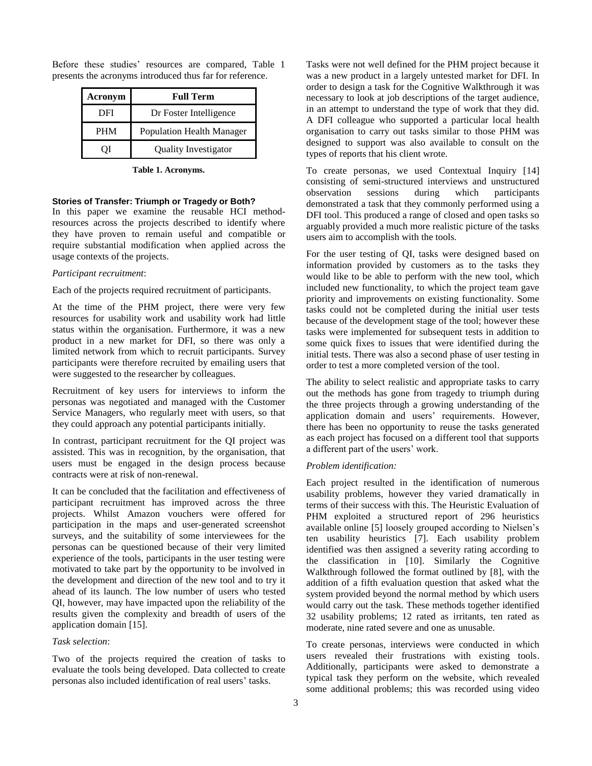Before these studies' resources are compared, Table 1 presents the acronyms introduced thus far for reference.

| Acronym | Full Term |
| --- | --- |
| DFI | Dr Foster Intelligence |
| PHM | Population Health Manager |
| QI | Quality Investigator |

**Table 1. Acronyms.**

#### Stories of Transfer: Triumph or Tragedy or Both?

In this paper we examine the reusable HCI method-resources across the projects described to identify where they have proven to remain useful and compatible or require substantial modification when applied across the usage contexts of the projects.

*Participant recruitment*:

Each of the projects required recruitment of participants.

At the time of the PHM project, there were very few resources for usability work and usability work had little status within the organisation. Furthermore, it was a new product in a new market for DFI, so there was only a limited network from which to recruit participants. Survey participants were therefore recruited by emailing users that were suggested to the researcher by colleagues.

Recruitment of key users for interviews to inform the personas was negotiated and managed with the Customer Service Managers, who regularly meet with users, so that they could approach any potential participants initially.

In contrast, participant recruitment for the QI project was assisted. This was in recognition, by the organisation, that users must be engaged in the design process because contracts were at risk of non-renewal.

It can be concluded that the facilitation and effectiveness of participant recruitment has improved across the three projects. Whilst Amazon vouchers were offered for participation in the maps and user-generated screenshot surveys, and the suitability of some interviewees for the personas can be questioned because of their very limited experience of the tools, participants in the user testing were motivated to take part by the opportunity to be involved in the development and direction of the new tool and to try it ahead of its launch. The low number of users who tested QI, however, may have impacted upon the reliability of the results given the complexity and breadth of users of the application domain [15].

*Task selection*:

Two of the projects required the creation of tasks to evaluate the tools being developed. Data collected to create personas also included identification of real users' tasks.

Tasks were not well defined for the PHM project because it was a new product in a largely untested market for DFI. In order to design a task for the Cognitive Walkthrough it was necessary to look at job descriptions of the target audience, in an attempt to understand the type of work that they did. A DFI colleague who supported a particular local health organisation to carry out tasks similar to those PHM was designed to support was also available to consult on the types of reports that his client wrote.

To create personas, we used Contextual Inquiry [14] consisting of semi-structured interviews and unstructured observation sessions during which participants demonstrated a task that they commonly performed using a DFI tool. This produced a range of closed and open tasks so arguably provided a much more realistic picture of the tasks users aim to accomplish with the tools.

For the user testing of QI, tasks were designed based on information provided by customers as to the tasks they would like to be able to perform with the new tool, which included new functionality, to which the project team gave priority and improvements on existing functionality. Some tasks could not be completed during the initial user tests because of the development stage of the tool; however these tasks were implemented for subsequent tests in addition to some quick fixes to issues that were identified during the initial tests. There was also a second phase of user testing in order to test a more completed version of the tool.

The ability to select realistic and appropriate tasks to carry out the methods has gone from tragedy to triumph during the three projects through a growing understanding of the application domain and users' requirements. However, there has been no opportunity to reuse the tasks generated as each project has focused on a different tool that supports a different part of the users' work.

*Problem identification:*

Each project resulted in the identification of numerous usability problems, however they varied dramatically in terms of their success with this. The Heuristic Evaluation of PHM exploited a structured report of 296 heuristics available online [5] loosely grouped according to Nielsen's ten usability heuristics [7]. Each usability problem identified was then assigned a severity rating according to the classification in [10]. Similarly the Cognitive Walkthrough followed the format outlined by [8], with the addition of a fifth evaluation question that asked what the system provided beyond the normal method by which users would carry out the task. These methods together identified 32 usability problems; 12 rated as irritants, ten rated as moderate, nine rated severe and one as unusable.

To create personas, interviews were conducted in which users revealed their frustrations with existing tools. Additionally, participants were asked to demonstrate a typical task they perform on the website, which revealed some additional problems; this was recorded using video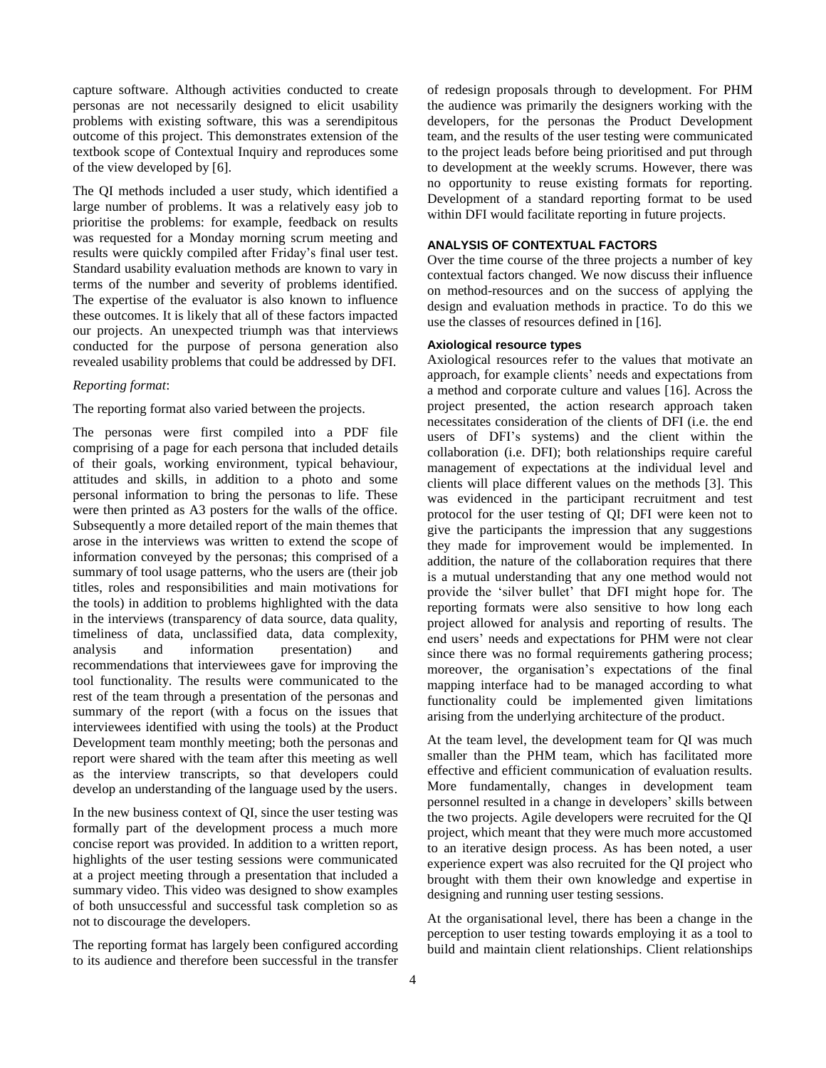capture software. Although activities conducted to create personas are not necessarily designed to elicit usability problems with existing software, this was a serendipitous outcome of this project. This demonstrates extension of the textbook scope of Contextual Inquiry and reproduces some of the view developed by [6].

The QI methods included a user study, which identified a large number of problems. It was a relatively easy job to prioritise the problems: for example, feedback on results was requested for a Monday morning scrum meeting and results were quickly compiled after Friday's final user test. Standard usability evaluation methods are known to vary in terms of the number and severity of problems identified. The expertise of the evaluator is also known to influence these outcomes. It is likely that all of these factors impacted our projects. An unexpected triumph was that interviews conducted for the purpose of persona generation also revealed usability problems that could be addressed by DFI.

*Reporting format*:

The reporting format also varied between the projects.

The personas were first compiled into a PDF file comprising of a page for each persona that included details of their goals, working environment, typical behaviour, attitudes and skills, in addition to a photo and some personal information to bring the personas to life. These were then printed as A3 posters for the walls of the office. Subsequently a more detailed report of the main themes that arose in the interviews was written to extend the scope of information conveyed by the personas; this comprised of a summary of tool usage patterns, who the users are (their job titles, roles and responsibilities and main motivations for the tools) in addition to problems highlighted with the data in the interviews (transparency of data source, data quality, timeliness of data, unclassified data, data complexity, analysis and information presentation) and recommendations that interviewees gave for improving the tool functionality. The results were communicated to the rest of the team through a presentation of the personas and summary of the report (with a focus on the issues that interviewees identified with using the tools) at the Product Development team monthly meeting; both the personas and report were shared with the team after this meeting as well as the interview transcripts, so that developers could develop an understanding of the language used by the users.

In the new business context of QI, since the user testing was formally part of the development process a much more concise report was provided. In addition to a written report, highlights of the user testing sessions were communicated at a project meeting through a presentation that included a summary video. This video was designed to show examples of both unsuccessful and successful task completion so as not to discourage the developers.

The reporting format has largely been configured according to its audience and therefore been successful in the transfer of redesign proposals through to development. For PHM the audience was primarily the designers working with the developers, for the personas the Product Development team, and the results of the user testing were communicated to the project leads before being prioritised and put through to development at the weekly scrums. However, there was no opportunity to reuse existing formats for reporting. Development of a standard reporting format to be used within DFI would facilitate reporting in future projects.

## ANALYSIS OF CONTEXTUAL FACTORS

Over the time course of the three projects a number of key contextual factors changed. We now discuss their influence on method-resources and on the success of applying the design and evaluation methods in practice. To do this we use the classes of resources defined in [16].

### Axiological resource types

Axiological resources refer to the values that motivate an approach, for example clients' needs and expectations from a method and corporate culture and values [16]. Across the project presented, the action research approach taken necessitates consideration of the clients of DFI (i.e. the end users of DFI's systems) and the client within the collaboration (i.e. DFI); both relationships require careful management of expectations at the individual level and clients will place different values on the methods [3]. This was evidenced in the participant recruitment and test protocol for the user testing of QI; DFI were keen not to give the participants the impression that any suggestions they made for improvement would be implemented. In addition, the nature of the collaboration requires that there is a mutual understanding that any one method would not provide the 'silver bullet' that DFI might hope for. The reporting formats were also sensitive to how long each project allowed for analysis and reporting of results. The end users' needs and expectations for PHM were not clear since there was no formal requirements gathering process; moreover, the organisation's expectations of the final mapping interface had to be managed according to what functionality could be implemented given limitations arising from the underlying architecture of the product.

At the team level, the development team for QI was much smaller than the PHM team, which has facilitated more effective and efficient communication of evaluation results. More fundamentally, changes in development team personnel resulted in a change in developers' skills between the two projects. Agile developers were recruited for the QI project, which meant that they were much more accustomed to an iterative design process. As has been noted, a user experience expert was also recruited for the QI project who brought with them their own knowledge and expertise in designing and running user testing sessions.

At the organisational level, there has been a change in the perception to user testing towards employing it as a tool to build and maintain client relationships. Client relationships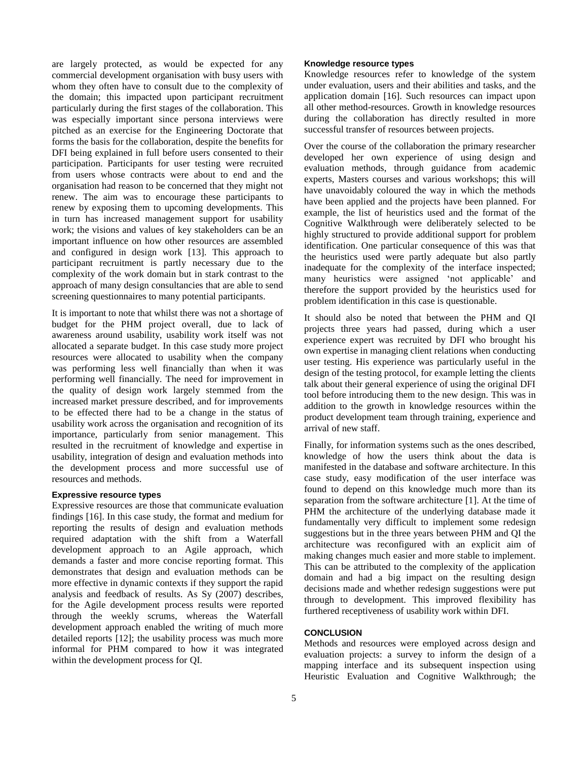are largely protected, as would be expected for any commercial development organisation with busy users with whom they often have to consult due to the complexity of the domain; this impacted upon participant recruitment particularly during the first stages of the collaboration. This was especially important since persona interviews were pitched as an exercise for the Engineering Doctorate that forms the basis for the collaboration, despite the benefits for DFI being explained in full before users consented to their participation. Participants for user testing were recruited from users whose contracts were about to end and the organisation had reason to be concerned that they might not renew. The aim was to encourage these participants to renew by exposing them to upcoming developments. This in turn has increased management support for usability work; the visions and values of key stakeholders can be an important influence on how other resources are assembled and configured in design work [13]. This approach to participant recruitment is partly necessary due to the complexity of the work domain but in stark contrast to the approach of many design consultancies that are able to send screening questionnaires to many potential participants.

It is important to note that whilst there was not a shortage of budget for the PHM project overall, due to lack of awareness around usability, usability work itself was not allocated a separate budget. In this case study more project resources were allocated to usability when the company was performing less well financially than when it was performing well financially. The need for improvement in the quality of design work largely stemmed from the increased market pressure described, and for improvements to be effected there had to be a change in the status of usability work across the organisation and recognition of its importance, particularly from senior management. This resulted in the recruitment of knowledge and expertise in usability, integration of design and evaluation methods into the development process and more successful use of resources and methods.

### Expressive resource types

Expressive resources are those that communicate evaluation findings [16]. In this case study, the format and medium for reporting the results of design and evaluation methods required adaptation with the shift from a Waterfall development approach to an Agile approach, which demands a faster and more concise reporting format. This demonstrates that design and evaluation methods can be more effective in dynamic contexts if they support the rapid analysis and feedback of results. As Sy (2007) describes, for the Agile development process results were reported through the weekly scrums, whereas the Waterfall development approach enabled the writing of much more detailed reports [12]; the usability process was much more informal for PHM compared to how it was integrated within the development process for QI.

### Knowledge resource types

Knowledge resources refer to knowledge of the system under evaluation, users and their abilities and tasks, and the application domain [16]. Such resources can impact upon all other method-resources. Growth in knowledge resources during the collaboration has directly resulted in more successful transfer of resources between projects.

Over the course of the collaboration the primary researcher developed her own experience of using design and evaluation methods, through guidance from academic experts, Masters courses and various workshops; this will have unavoidably coloured the way in which the methods have been applied and the projects have been planned. For example, the list of heuristics used and the format of the Cognitive Walkthrough were deliberately selected to be highly structured to provide additional support for problem identification. One particular consequence of this was that the heuristics used were partly adequate but also partly inadequate for the complexity of the interface inspected; many heuristics were assigned 'not applicable' and therefore the support provided by the heuristics used for problem identification in this case is questionable.

It should also be noted that between the PHM and QI projects three years had passed, during which a user experience expert was recruited by DFI who brought his own expertise in managing client relations when conducting user testing. His experience was particularly useful in the design of the testing protocol, for example letting the clients talk about their general experience of using the original DFI tool before introducing them to the new design. This was in addition to the growth in knowledge resources within the product development team through training, experience and arrival of new staff.

Finally, for information systems such as the ones described, knowledge of how the users think about the data is manifested in the database and software architecture. In this case study, easy modification of the user interface was found to depend on this knowledge much more than its separation from the software architecture [1]. At the time of PHM the architecture of the underlying database made it fundamentally very difficult to implement some redesign suggestions but in the three years between PHM and QI the architecture was reconfigured with an explicit aim of making changes much easier and more stable to implement. This can be attributed to the complexity of the application domain and had a big impact on the resulting design decisions made and whether redesign suggestions were put through to development. This improved flexibility has furthered receptiveness of usability work within DFI.

## CONCLUSION

Methods and resources were employed across design and evaluation projects: a survey to inform the design of a mapping interface and its subsequent inspection using Heuristic Evaluation and Cognitive Walkthrough; the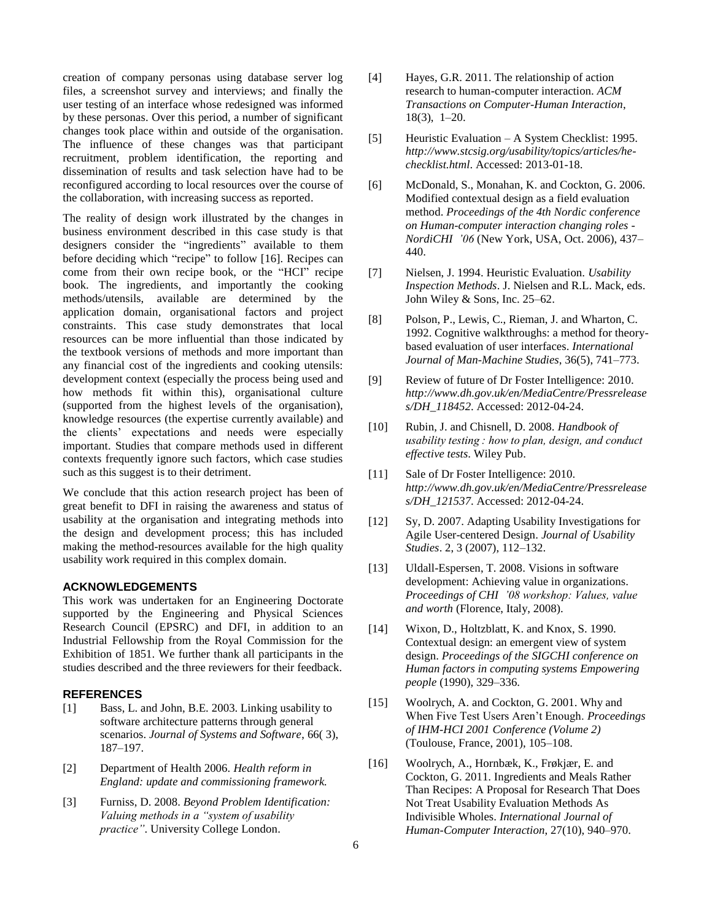creation of company personas using database server log files, a screenshot survey and interviews; and finally the user testing of an interface whose redesigned was informed by these personas. Over this period, a number of significant changes took place within and outside of the organisation. The influence of these changes was that participant recruitment, problem identification, the reporting and dissemination of results and task selection have had to be reconfigured according to local resources over the course of the collaboration, with increasing success as reported.

The reality of design work illustrated by the changes in business environment described in this case study is that designers consider the "ingredients" available to them before deciding which "recipe" to follow [16]. Recipes can come from their own recipe book, or the "HCI" recipe book. The ingredients, and importantly the cooking methods/utensils, available are determined by the application domain, organisational factors and project constraints. This case study demonstrates that local resources can be more influential than those indicated by the textbook versions of methods and more important than any financial cost of the ingredients and cooking utensils: development context (especially the process being used and how methods fit within this), organisational culture (supported from the highest levels of the organisation), knowledge resources (the expertise currently available) and the clients' expectations and needs were especially important. Studies that compare methods used in different contexts frequently ignore such factors, which case studies such as this suggest is to their detriment.

We conclude that this action research project has been of great benefit to DFI in raising the awareness and status of usability at the organisation and integrating methods into the design and development process; this has included making the method-resources available for the high quality usability work required in this complex domain.

## ACKNOWLEDGEMENTS

This work was undertaken for an Engineering Doctorate supported by the Engineering and Physical Sciences Research Council (EPSRC) and DFI, in addition to an Industrial Fellowship from the Royal Commission for the Exhibition of 1851. We further thank all participants in the studies described and the three reviewers for their feedback.

## REFERENCES

[1] Bass, L. and John, B.E. 2003. Linking usability to software architecture patterns through general scenarios. *Journal of Systems and Software*, 66( 3), 187–197.

[2] Department of Health 2006. *Health reform in England: update and commissioning framework.*

[3] Furniss, D. 2008. *Beyond Problem Identification: Valuing methods in a "system of usability practice"*. University College London.

[4] Hayes, G.R. 2011. The relationship of action research to human-computer interaction. *ACM Transactions on Computer-Human Interaction*, 18(3), 1–20.

[5] Heuristic Evaluation – A System Checklist: 1995. *http://www.stcsig.org/usability/topics/articles/he-checklist.html*. Accessed: 2013-01-18.

[6] McDonald, S., Monahan, K. and Cockton, G. 2006. Modified contextual design as a field evaluation method. *Proceedings of the 4th Nordic conference on Human-computer interaction changing roles - NordiCHI '06* (New York, USA, Oct. 2006), 437–440.

[7] Nielsen, J. 1994. Heuristic Evaluation. *Usability Inspection Methods*. J. Nielsen and R.L. Mack, eds. John Wiley & Sons, Inc. 25–62.

[8] Polson, P., Lewis, C., Rieman, J. and Wharton, C. 1992. Cognitive walkthroughs: a method for theory-based evaluation of user interfaces. *International Journal of Man-Machine Studies*, 36(5), 741–773.

[9] Review of future of Dr Foster Intelligence: 2010. *http://www.dh.gov.uk/en/MediaCentre/Pressreleases/DH_118452*. Accessed: 2012-04-24.

[10] Rubin, J. and Chisnell, D. 2008. *Handbook of usability testing : how to plan, design, and conduct effective tests*. Wiley Pub.

[11] Sale of Dr Foster Intelligence: 2010. *http://www.dh.gov.uk/en/MediaCentre/Pressreleases/DH_121537*. Accessed: 2012-04-24.

[12] Sy, D. 2007. Adapting Usability Investigations for Agile User-centered Design. *Journal of Usability Studies*. 2, 3 (2007), 112–132.

[13] Uldall-Espersen, T. 2008. Visions in software development: Achieving value in organizations. *Proceedings of CHI '08 workshop: Values, value and worth* (Florence, Italy, 2008).

[14] Wixon, D., Holtzblatt, K. and Knox, S. 1990. Contextual design: an emergent view of system design. *Proceedings of the SIGCHI conference on Human factors in computing systems Empowering people* (1990), 329–336.

[15] Woolrych, A. and Cockton, G. 2001. Why and When Five Test Users Aren't Enough. *Proceedings of IHM-HCI 2001 Conference (Volume 2)* (Toulouse, France, 2001), 105–108.

[16] Woolrych, A., Hornbæk, K., Frøkjær, E. and Cockton, G. 2011. Ingredients and Meals Rather Than Recipes: A Proposal for Research That Does Not Treat Usability Evaluation Methods As Indivisible Wholes. *International Journal of Human-Computer Interaction*, 27(10), 940–970.